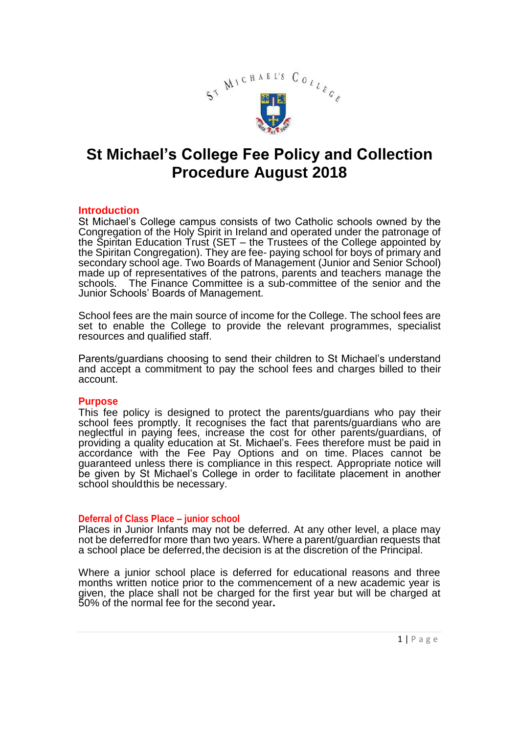# St Michael's College Fee Policy and Collection Procedure August 2018

## Introduction

St Michael's College campus consists of two Catholic schools owned by the Congregation of the Holy Spirit in Ireland and operated under the patronage of the Spiritan Education Trust (SET – the Trustees of the College appointed by the Spiritan Congregation). They are fee- paying school for boys of primary and secondary school age. Two Boards of Management (Junior and Senior School) made up of representatives of the patrons, parents and teachers manage the schools. The Finance Committee is a sub-committee of the senior and the Junior Schools' Boards of Management.

School fees are the main source of income for the College. The school fees are set to enable the College to provide the relevant programmes, specialist resources and qualified staff.

Parents/guardians choosing to send their children to St Michael's understand and accept a commitment to pay the school fees and charges billed to their account.

## Purpose

This fee policy is designed to protect the parents/guardians who pay their school fees promptly. It recognises the fact that parents/guardians who are neglectful in paying fees, increase the cost for other parents/guardians, of providing a quality education at St. Michael's. Fees therefore must be paid in accordance with the Fee Pay Options and on time. Places cannot be guaranteed unless there is compliance in this respect. Appropriate notice will be given by St Michael's College in order to facilitate placement in another school should this be necessary.

## Deferral of Class Place – junior school

Places in Junior Infants may not be deferred. At any other level, a place may not be deferred for more than two years. Where a parent/guardian requests that a school place be deferred, the decision is at the discretion of the Principal.

Where a junior school place is deferred for educational reasons and three months written notice prior to the commencement of a new academic year is given, the place shall not be charged for the first year but will be charged at 50% of the normal fee for the second year.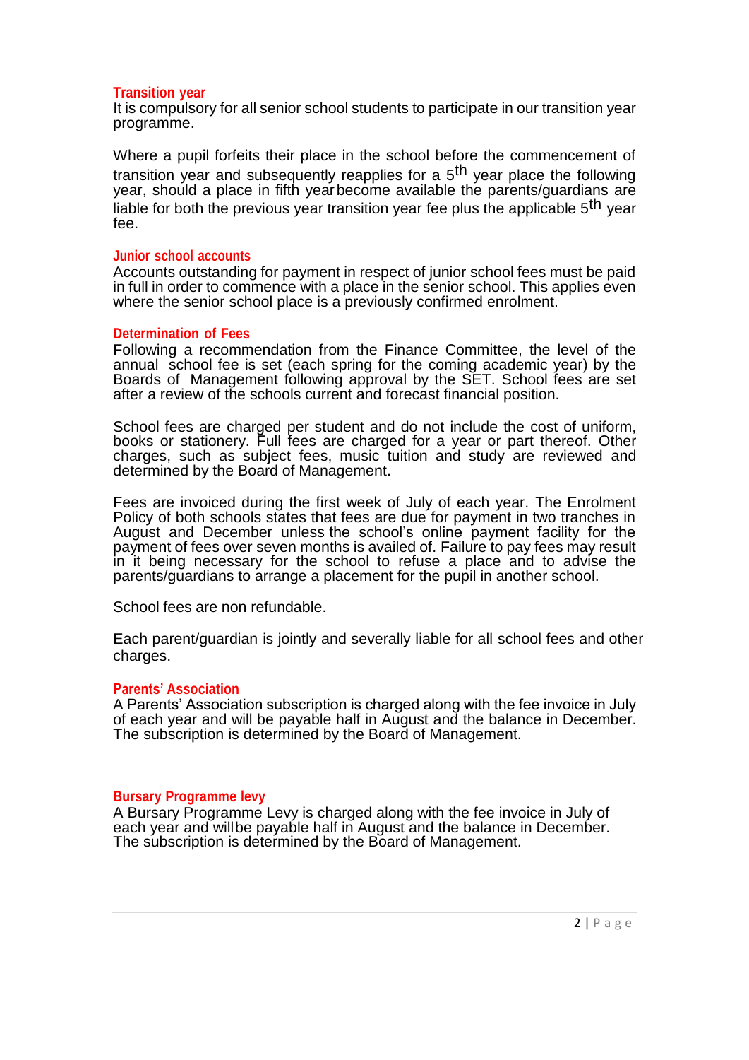### Transition year

It is compulsory for all senior school students to participate in our transition year programme.

Where a pupil forfeits their place in the school before the commencement of transition year and subsequently reapplies for a 5th year place the following year, should a place in fifth year become available the parents/guardians are liable for both the previous year transition year fee plus the applicable 5th year fee.

### Junior school accounts

Accounts outstanding for payment in respect of junior school fees must be paid in full in order to commence with a place in the senior school. This applies even where the senior school place is a previously confirmed enrolment.

### Determination of Fees

Following a recommendation from the Finance Committee, the level of the annual school fee is set (each spring for the coming academic year) by the Boards of Management following approval by the SET. School fees are set after a review of the schools current and forecast financial position.

School fees are charged per student and do not include the cost of uniform, books or stationery. Full fees are charged for a year or part thereof. Other charges, such as subject fees, music tuition and study are reviewed and determined by the Board of Management.

Fees are invoiced during the first week of July of each year. The Enrolment Policy of both schools states that fees are due for payment in two tranches in August and December unless the school's online payment facility for the payment of fees over seven months is availed of. Failure to pay fees may result in it being necessary for the school to refuse a place and to advise the parents/guardians to arrange a placement for the pupil in another school.

School fees are non refundable.

Each parent/guardian is jointly and severally liable for all school fees and other charges.

### Parents' Association

A Parents' Association subscription is charged along with the fee invoice in July of each year and will be payable half in August and the balance in December. The subscription is determined by the Board of Management.

### Bursary Programme levy

A Bursary Programme Levy is charged along with the fee invoice in July of each year and will be payable half in August and the balance in December. The subscription is determined by the Board of Management.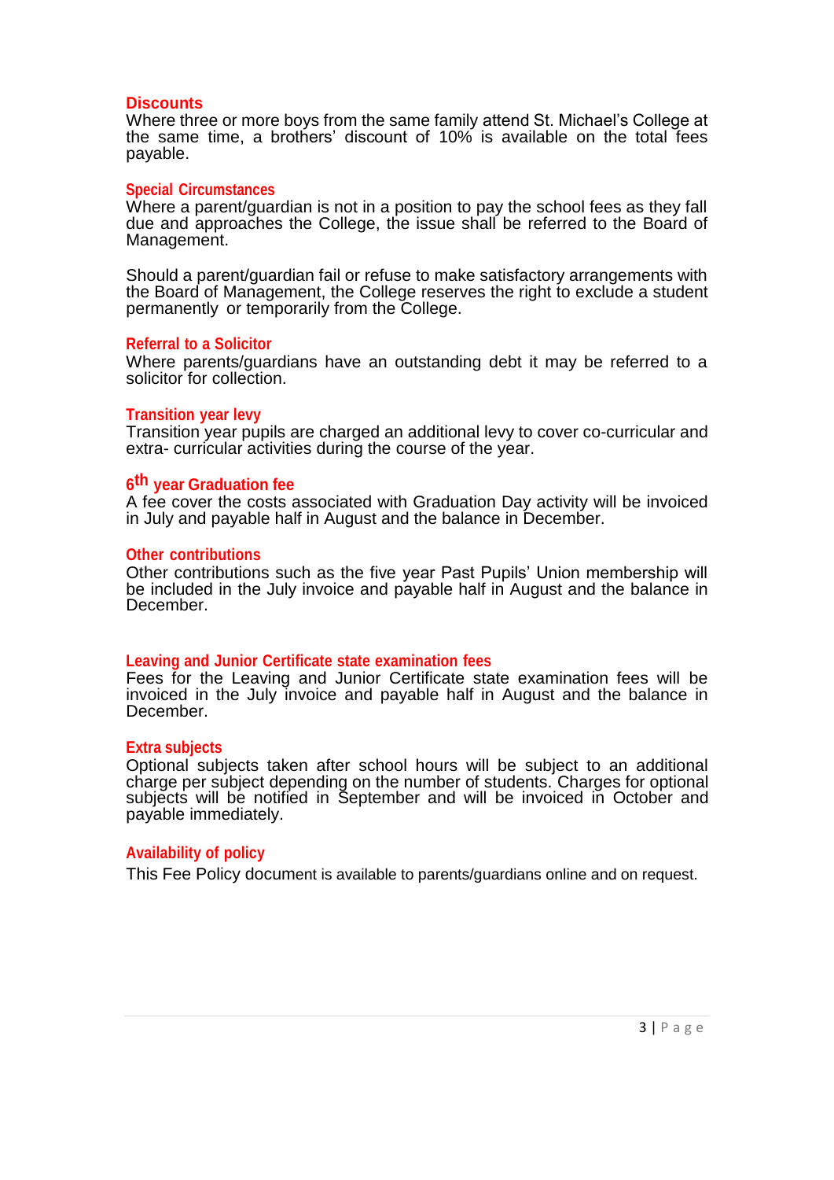## Discounts

Where three or more boys from the same family attend St. Michael's College at the same time, a brothers' discount of 10% is available on the total fees payable.

## Special Circumstances

Where a parent/guardian is not in a position to pay the school fees as they fall due and approaches the College, the issue shall be referred to the Board of Management.

Should a parent/guardian fail or refuse to make satisfactory arrangements with the Board of Management, the College reserves the right to exclude a student permanently or temporarily from the College.

## Referral to a Solicitor

Where parents/guardians have an outstanding debt it may be referred to a solicitor for collection.

## Transition year levy

Transition year pupils are charged an additional levy to cover co-curricular and extra- curricular activities during the course of the year.

## 6th year Graduation fee

A fee cover the costs associated with Graduation Day activity will be invoiced in July and payable half in August and the balance in December.

## Other contributions

Other contributions such as the five year Past Pupils' Union membership will be included in the July invoice and payable half in August and the balance in December.

## Leaving and Junior Certificate state examination fees

Fees for the Leaving and Junior Certificate state examination fees will be invoiced in the July invoice and payable half in August and the balance in December.

## Extra subjects

Optional subjects taken after school hours will be subject to an additional charge per subject depending on the number of students. Charges for optional subjects will be notified in September and will be invoiced in October and payable immediately.

## Availability of policy

This Fee Policy document is available to parents/guardians online and on request.